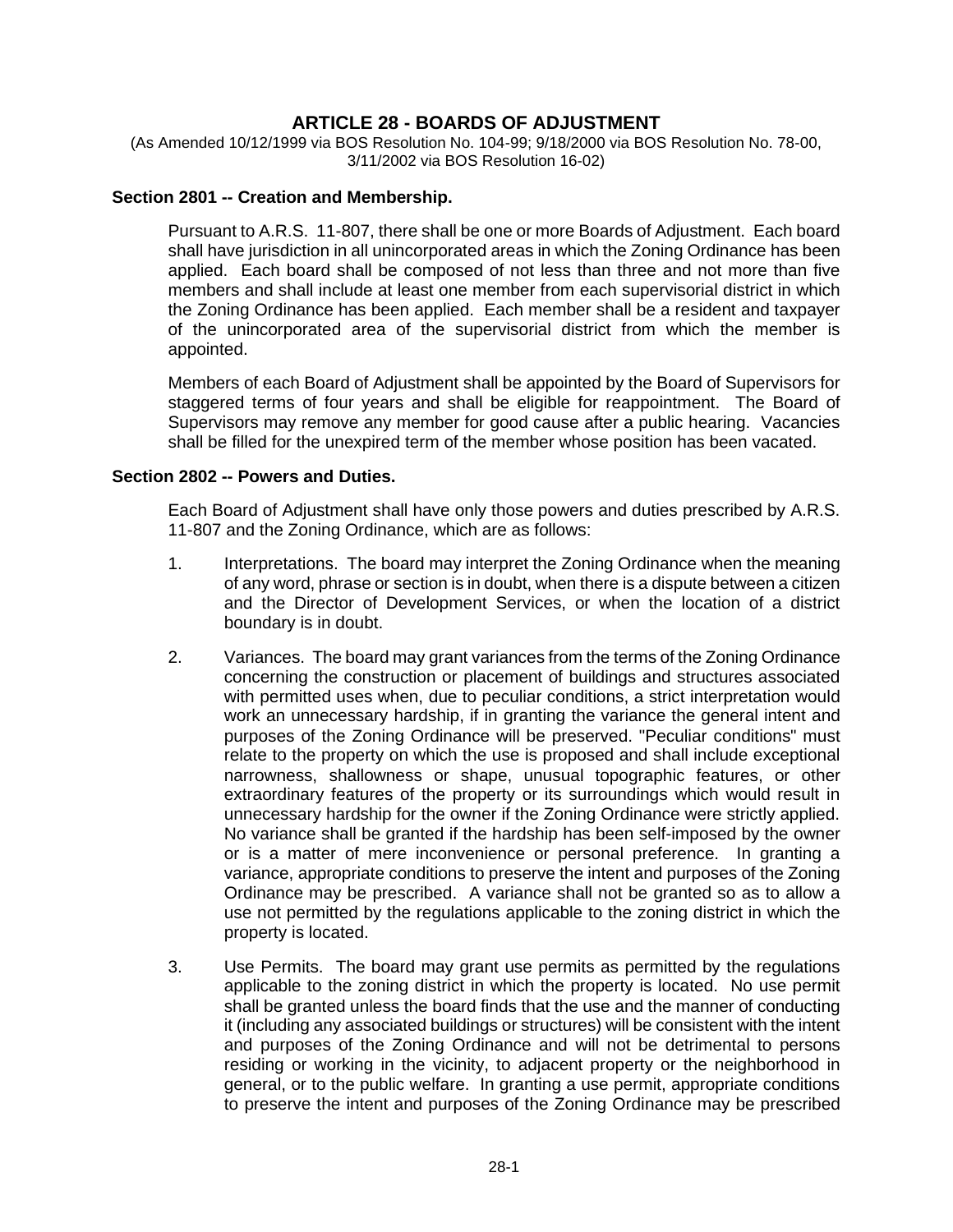# ARTICLE 28 - BOARDS OF ADJUSTMENT

(As Amended 10/12/1999 via BOS Resolution No. 104-99; 9/18/2000 via BOS Resolution No. 78-00, 3/11/2002 via BOS Resolution 16-02)

### Section 2801 -- Creation and Membership.

Pursuant to A.R.S. 11-807, there shall be one or more Boards of Adjustment. Each board shall have jurisdiction in all unincorporated areas in which the Zoning Ordinance has been applied. Each board shall be composed of not less than three and not more than five members and shall include at least one member from each supervisorial district in which the Zoning Ordinance has been applied. Each member shall be a resident and taxpayer of the unincorporated area of the supervisorial district from which the member is appointed.

Members of each Board of Adjustment shall be appointed by the Board of Supervisors for staggered terms of four years and shall be eligible for reappointment. The Board of Supervisors may remove any member for good cause after a public hearing. Vacancies shall be filled for the unexpired term of the member whose position has been vacated.

### Section 2802 -- Powers and Duties.

Each Board of Adjustment shall have only those powers and duties prescribed by A.R.S. 11-807 and the Zoning Ordinance, which are as follows:

1. Interpretations. The board may interpret the Zoning Ordinance when the meaning of any word, phrase or section is in doubt, when there is a dispute between a citizen and the Director of Development Services, or when the location of a district boundary is in doubt.

2. Variances. The board may grant variances from the terms of the Zoning Ordinance concerning the construction or placement of buildings and structures associated with permitted uses when, due to peculiar conditions, a strict interpretation would work an unnecessary hardship, if in granting the variance the general intent and purposes of the Zoning Ordinance will be preserved. "Peculiar conditions" must relate to the property on which the use is proposed and shall include exceptional narrowness, shallowness or shape, unusual topographic features, or other extraordinary features of the property or its surroundings which would result in unnecessary hardship for the owner if the Zoning Ordinance were strictly applied. No variance shall be granted if the hardship has been self-imposed by the owner or is a matter of mere inconvenience or personal preference. In granting a variance, appropriate conditions to preserve the intent and purposes of the Zoning Ordinance may be prescribed. A variance shall not be granted so as to allow a use not permitted by the regulations applicable to the zoning district in which the property is located.

3. Use Permits. The board may grant use permits as permitted by the regulations applicable to the zoning district in which the property is located. No use permit shall be granted unless the board finds that the use and the manner of conducting it (including any associated buildings or structures) will be consistent with the intent and purposes of the Zoning Ordinance and will not be detrimental to persons residing or working in the vicinity, to adjacent property or the neighborhood in general, or to the public welfare. In granting a use permit, appropriate conditions to preserve the intent and purposes of the Zoning Ordinance may be prescribed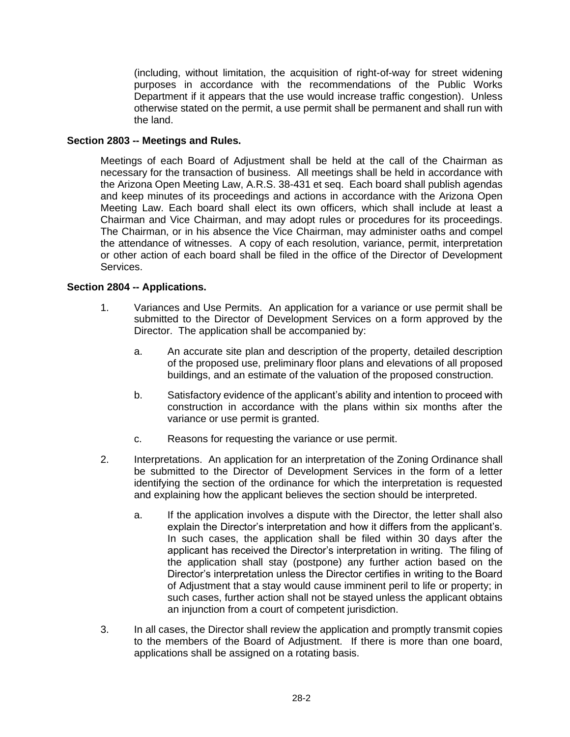(including, without limitation, the acquisition of right-of-way for street widening purposes in accordance with the recommendations of the Public Works Department if it appears that the use would increase traffic congestion). Unless otherwise stated on the permit, a use permit shall be permanent and shall run with the land.

**Section 2803 -- Meetings and Rules.**

Meetings of each Board of Adjustment shall be held at the call of the Chairman as necessary for the transaction of business. All meetings shall be held in accordance with the Arizona Open Meeting Law, A.R.S. 38-431 et seq. Each board shall publish agendas and keep minutes of its proceedings and actions in accordance with the Arizona Open Meeting Law. Each board shall elect its own officers, which shall include at least a Chairman and Vice Chairman, and may adopt rules or procedures for its proceedings. The Chairman, or in his absence the Vice Chairman, may administer oaths and compel the attendance of witnesses. A copy of each resolution, variance, permit, interpretation or other action of each board shall be filed in the office of the Director of Development Services.

**Section 2804 -- Applications.**

1. Variances and Use Permits. An application for a variance or use permit shall be submitted to the Director of Development Services on a form approved by the Director. The application shall be accompanied by:

   a. An accurate site plan and description of the property, detailed description of the proposed use, preliminary floor plans and elevations of all proposed buildings, and an estimate of the valuation of the proposed construction.

   b. Satisfactory evidence of the applicant's ability and intention to proceed with construction in accordance with the plans within six months after the variance or use permit is granted.

   c. Reasons for requesting the variance or use permit.

2. Interpretations. An application for an interpretation of the Zoning Ordinance shall be submitted to the Director of Development Services in the form of a letter identifying the section of the ordinance for which the interpretation is requested and explaining how the applicant believes the section should be interpreted.

   a. If the application involves a dispute with the Director, the letter shall also explain the Director's interpretation and how it differs from the applicant's. In such cases, the application shall be filed within 30 days after the applicant has received the Director's interpretation in writing. The filing of the application shall stay (postpone) any further action based on the Director's interpretation unless the Director certifies in writing to the Board of Adjustment that a stay would cause imminent peril to life or property; in such cases, further action shall not be stayed unless the applicant obtains an injunction from a court of competent jurisdiction.

3. In all cases, the Director shall review the application and promptly transmit copies to the members of the Board of Adjustment. If there is more than one board, applications shall be assigned on a rotating basis.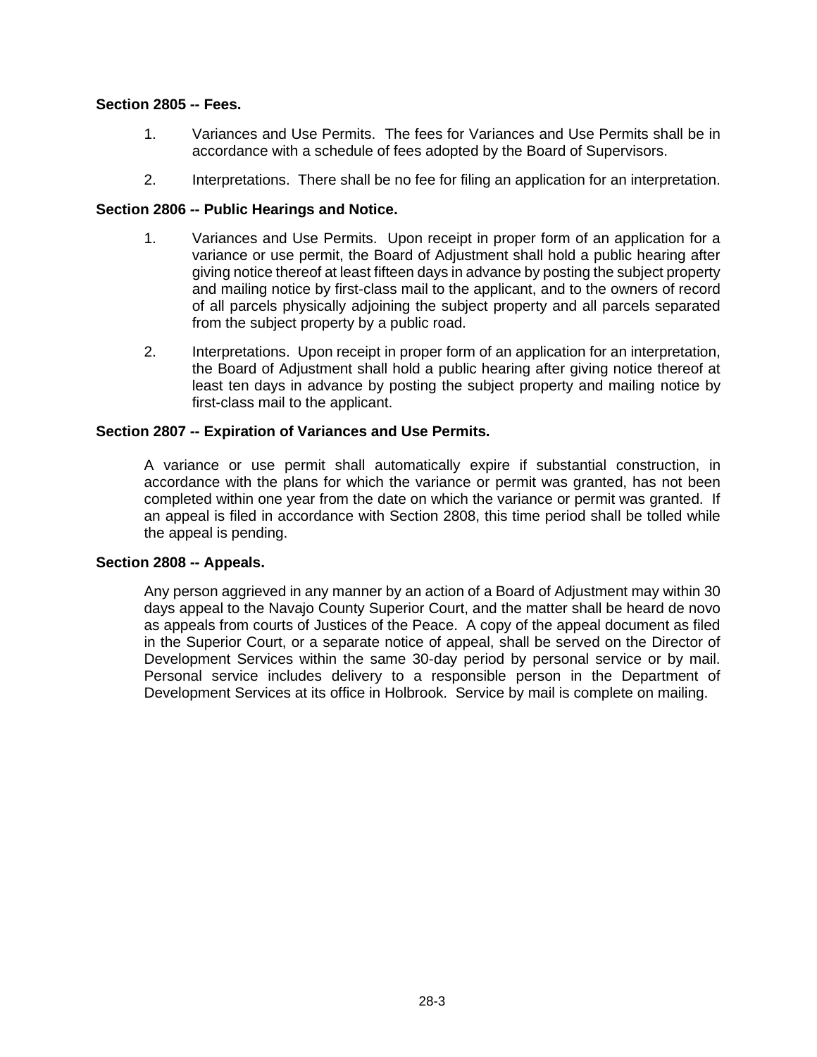**Section 2805 -- Fees.**

1. Variances and Use Permits. The fees for Variances and Use Permits shall be in accordance with a schedule of fees adopted by the Board of Supervisors.

2. Interpretations. There shall be no fee for filing an application for an interpretation.

**Section 2806 -- Public Hearings and Notice.**

1. Variances and Use Permits. Upon receipt in proper form of an application for a variance or use permit, the Board of Adjustment shall hold a public hearing after giving notice thereof at least fifteen days in advance by posting the subject property and mailing notice by first-class mail to the applicant, and to the owners of record of all parcels physically adjoining the subject property and all parcels separated from the subject property by a public road.

2. Interpretations. Upon receipt in proper form of an application for an interpretation, the Board of Adjustment shall hold a public hearing after giving notice thereof at least ten days in advance by posting the subject property and mailing notice by first-class mail to the applicant.

**Section 2807 -- Expiration of Variances and Use Permits.**

A variance or use permit shall automatically expire if substantial construction, in accordance with the plans for which the variance or permit was granted, has not been completed within one year from the date on which the variance or permit was granted. If an appeal is filed in accordance with Section 2808, this time period shall be tolled while the appeal is pending.

**Section 2808 -- Appeals.**

Any person aggrieved in any manner by an action of a Board of Adjustment may within 30 days appeal to the Navajo County Superior Court, and the matter shall be heard de novo as appeals from courts of Justices of the Peace. A copy of the appeal document as filed in the Superior Court, or a separate notice of appeal, shall be served on the Director of Development Services within the same 30-day period by personal service or by mail. Personal service includes delivery to a responsible person in the Department of Development Services at its office in Holbrook. Service by mail is complete on mailing.